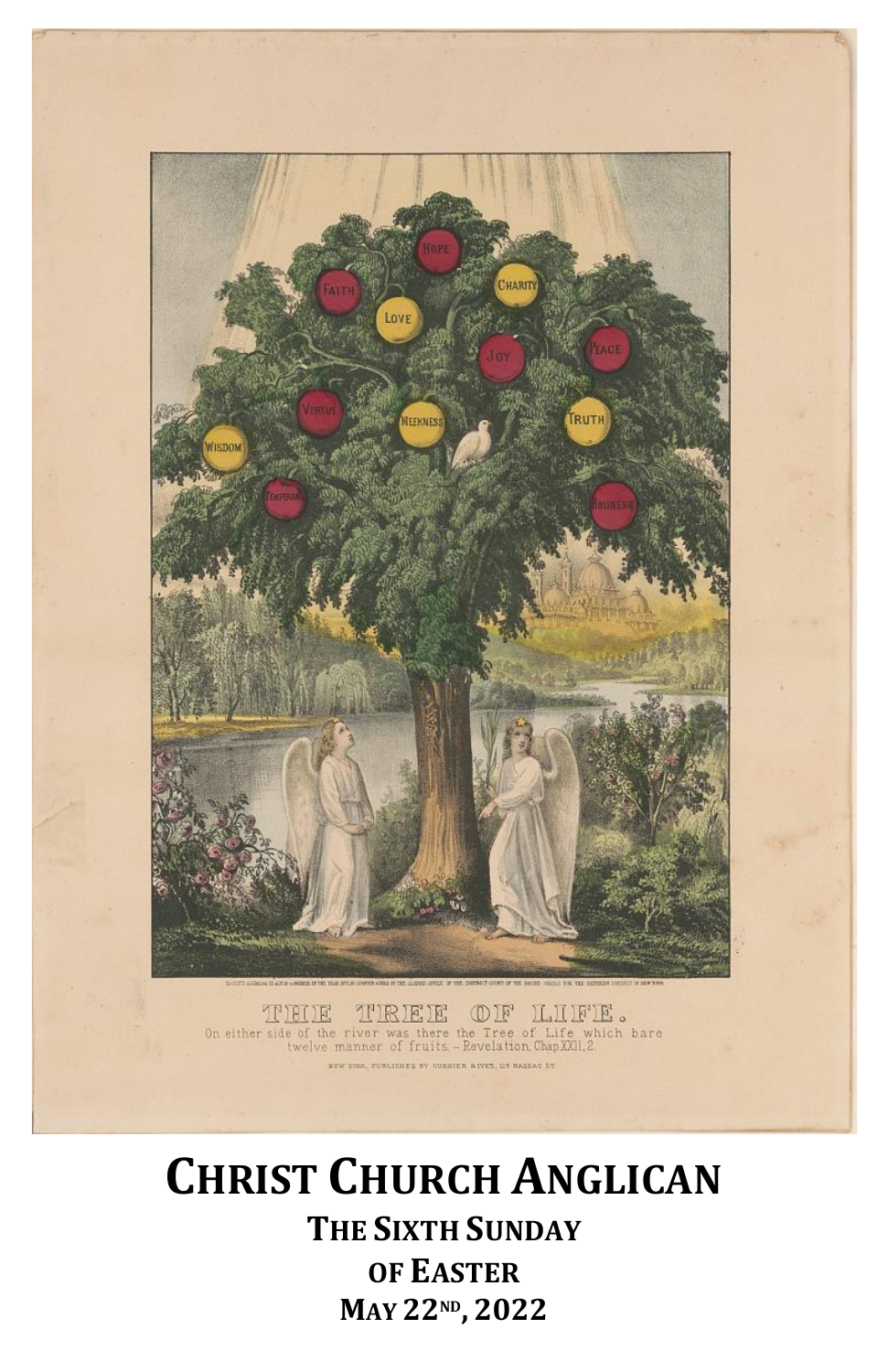THE TREE OF LIFE.

On either side of the river was there the Tree of Life which bare twelve manner of fruits. – Revelation, Chap XXII, 2.

NEW YORK, PUBLISHED BY CURRIER & IVES, 115 NASSAU ST.

# CHRIST CHURCH ANGLICAN

## THE SIXTH SUNDAY OF EASTER

## MAY 22ND, 2022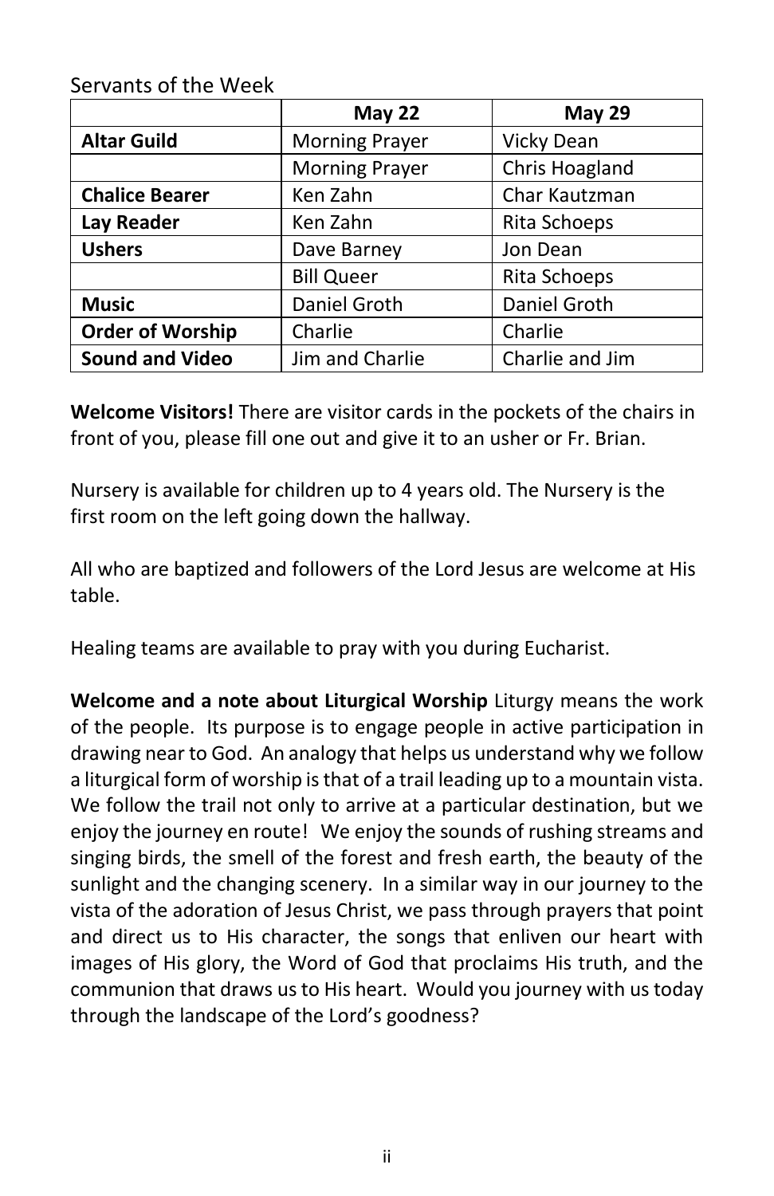Servants of the Week

| | May 22 | May 29 |
|---|---|---|
| **Altar Guild** | Morning Prayer | Vicky Dean |
| | Morning Prayer | Chris Hoagland |
| **Chalice Bearer** | Ken Zahn | Char Kautzman |
| **Lay Reader** | Ken Zahn | Rita Schoeps |
| **Ushers** | Dave Barney | Jon Dean |
| | Bill Queer | Rita Schoeps |
| **Music** | Daniel Groth | Daniel Groth |
| **Order of Worship** | Charlie | Charlie |
| **Sound and Video** | Jim and Charlie | Charlie and Jim |

**Welcome Visitors!** There are visitor cards in the pockets of the chairs in front of you, please fill one out and give it to an usher or Fr. Brian.

Nursery is available for children up to 4 years old. The Nursery is the first room on the left going down the hallway.

All who are baptized and followers of the Lord Jesus are welcome at His table.

Healing teams are available to pray with you during Eucharist.

**Welcome and a note about Liturgical Worship** Liturgy means the work of the people. Its purpose is to engage people in active participation in drawing near to God. An analogy that helps us understand why we follow a liturgical form of worship is that of a trail leading up to a mountain vista. We follow the trail not only to arrive at a particular destination, but we enjoy the journey en route! We enjoy the sounds of rushing streams and singing birds, the smell of the forest and fresh earth, the beauty of the sunlight and the changing scenery. In a similar way in our journey to the vista of the adoration of Jesus Christ, we pass through prayers that point and direct us to His character, the songs that enliven our heart with images of His glory, the Word of God that proclaims His truth, and the communion that draws us to His heart. Would you journey with us today through the landscape of the Lord's goodness?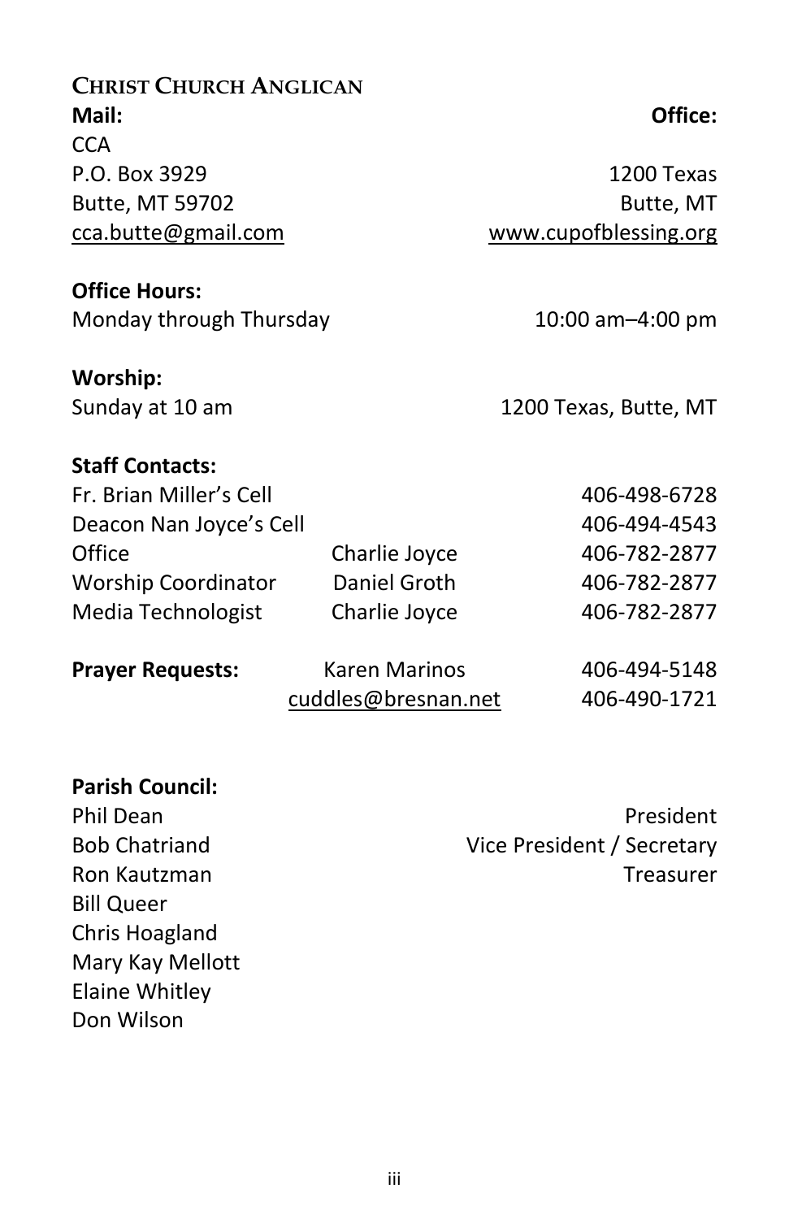## Christ Church Anglican

| **Mail:** | **Office:** |
| --- | --- |
| CCA | |
| P.O. Box 3929 | 1200 Texas |
| Butte, MT 59702 | Butte, MT |
| cca.butte@gmail.com | www.cupofblessing.org |

**Office Hours:**

Monday through Thursday — 10:00 am–4:00 pm

**Worship:**

Sunday at 10 am — 1200 Texas, Butte, MT

**Staff Contacts:**

| | | |
| --- | --- | --- |
| Fr. Brian Miller's Cell | | 406-498-6728 |
| Deacon Nan Joyce's Cell | | 406-494-4543 |
| Office | Charlie Joyce | 406-782-2877 |
| Worship Coordinator | Daniel Groth | 406-782-2877 |
| Media Technologist | Charlie Joyce | 406-782-2877 |
| **Prayer Requests:** | Karen Marinos | 406-494-5148 |
| | cuddles@bresnan.net | 406-490-1721 |

**Parish Council:**

| | |
| --- | --- |
| Phil Dean | President |
| Bob Chatriand | Vice President / Secretary |
| Ron Kautzman | Treasurer |
| Bill Queer | |
| Chris Hoagland | |
| Mary Kay Mellott | |
| Elaine Whitley | |
| Don Wilson | |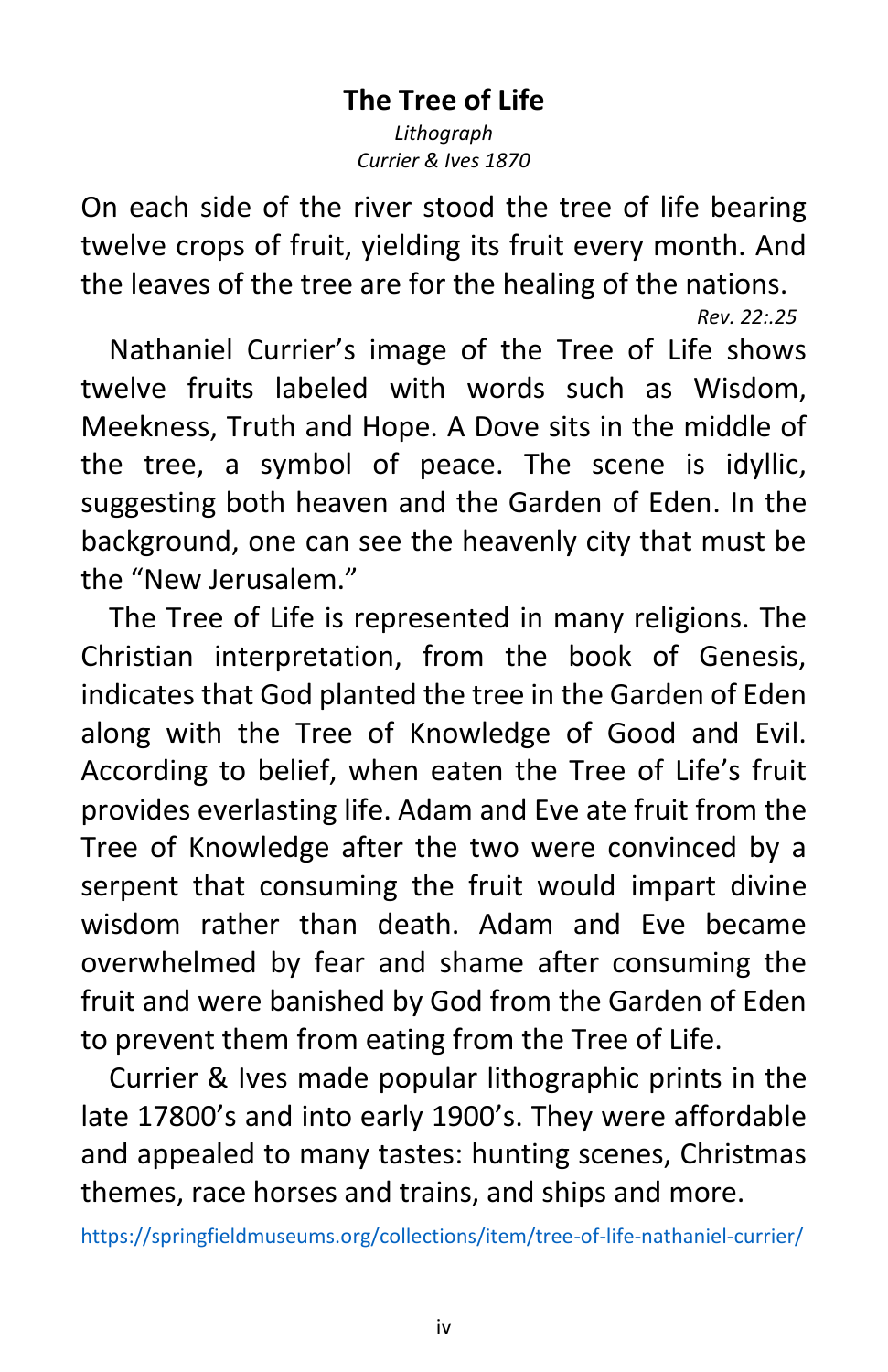## The Tree of Life

*Lithograph*
*Currier & Ives 1870*

On each side of the river stood the tree of life bearing twelve crops of fruit, yielding its fruit every month. And the leaves of the tree are for the healing of the nations.

*Rev. 22:.25*

Nathaniel Currier's image of the Tree of Life shows twelve fruits labeled with words such as Wisdom, Meekness, Truth and Hope. A Dove sits in the middle of the tree, a symbol of peace. The scene is idyllic, suggesting both heaven and the Garden of Eden. In the background, one can see the heavenly city that must be the "New Jerusalem."

The Tree of Life is represented in many religions. The Christian interpretation, from the book of Genesis, indicates that God planted the tree in the Garden of Eden along with the Tree of Knowledge of Good and Evil. According to belief, when eaten the Tree of Life's fruit provides everlasting life. Adam and Eve ate fruit from the Tree of Knowledge after the two were convinced by a serpent that consuming the fruit would impart divine wisdom rather than death. Adam and Eve became overwhelmed by fear and shame after consuming the fruit and were banished by God from the Garden of Eden to prevent them from eating from the Tree of Life.

Currier & Ives made popular lithographic prints in the late 17800's and into early 1900's. They were affordable and appealed to many tastes: hunting scenes, Christmas themes, race horses and trains, and ships and more.

https://springfieldmuseums.org/collections/item/tree-of-life-nathaniel-currier/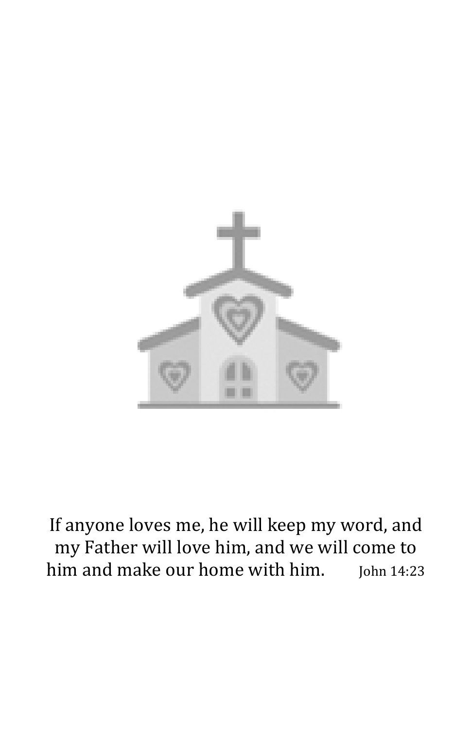If anyone loves me, he will keep my word, and my Father will love him, and we will come to him and make our home with him. John 14:23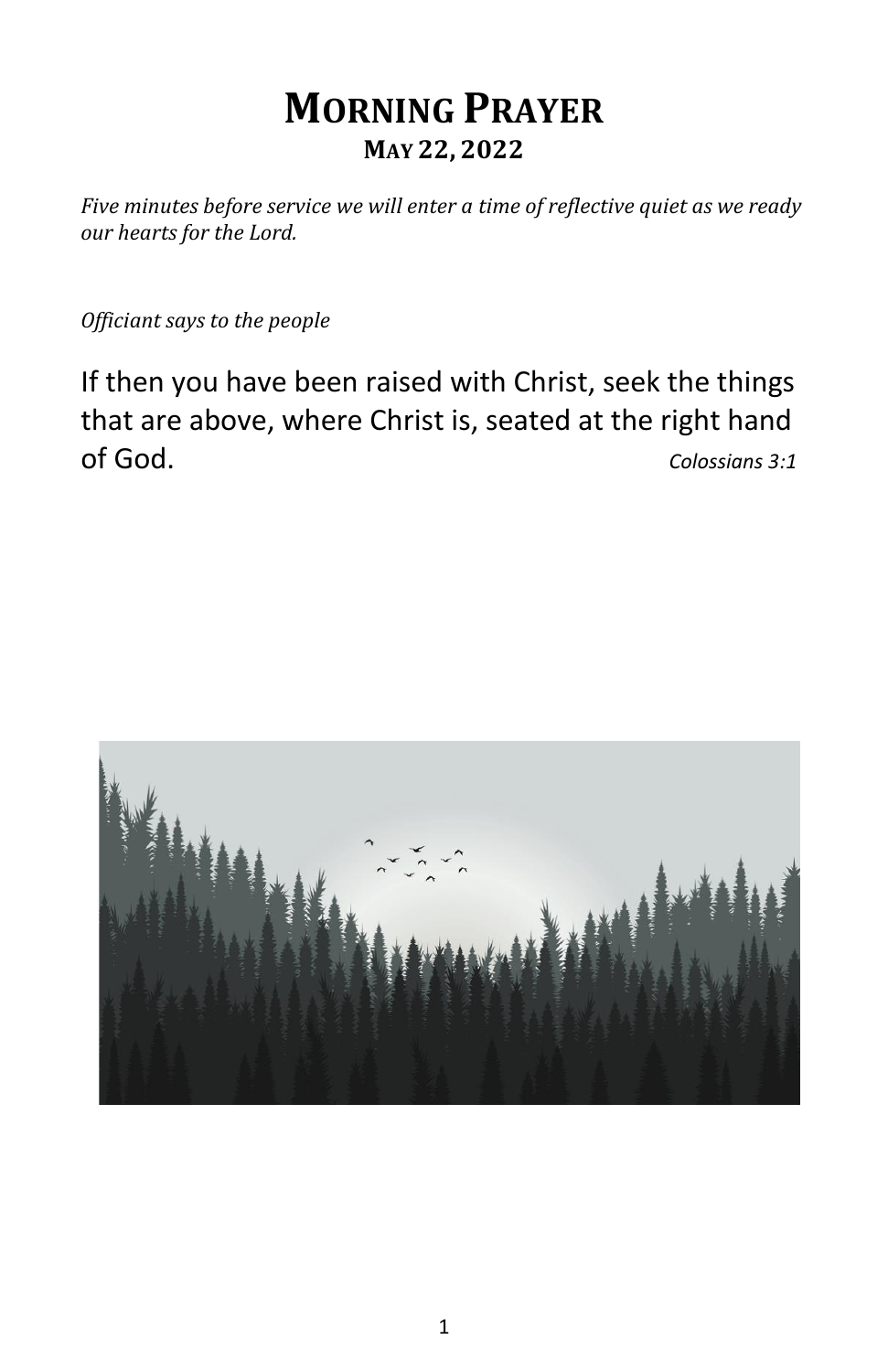# Morning Prayer

## May 22, 2022

*Five minutes before service we will enter a time of reflective quiet as we ready our hearts for the Lord.*

*Officiant says to the people*

If then you have been raised with Christ, seek the things that are above, where Christ is, seated at the right hand of God. *Colossians 3:1*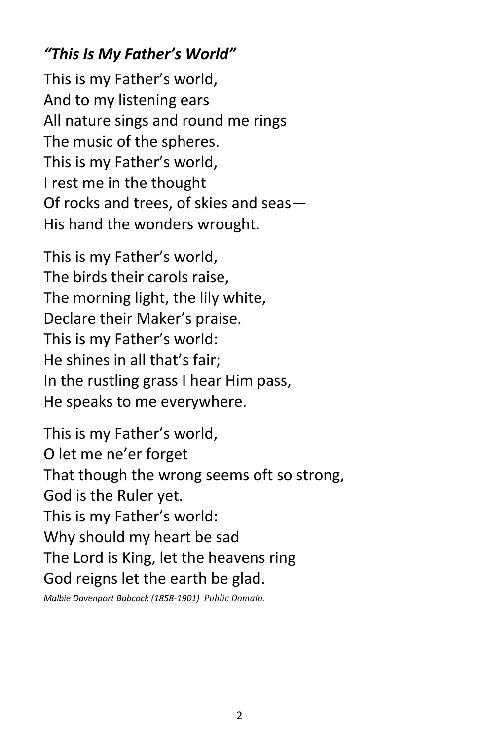### *"This Is My Father's World"*

This is my Father's world,  
And to my listening ears  
All nature sings and round me rings  
The music of the spheres.  
This is my Father's world,  
I rest me in the thought  
Of rocks and trees, of skies and seas—  
His hand the wonders wrought.

This is my Father's world,  
The birds their carols raise,  
The morning light, the lily white,  
Declare their Maker's praise.  
This is my Father's world:  
He shines in all that's fair;  
In the rustling grass I hear Him pass,  
He speaks to me everywhere.

This is my Father's world,  
O let me ne'er forget  
That though the wrong seems oft so strong,  
God is the Ruler yet.  
This is my Father's world:  
Why should my heart be sad  
The Lord is King, let the heavens ring  
God reigns let the earth be glad.

*Malbie Davenport Babcock (1858-1901) Public Domain.*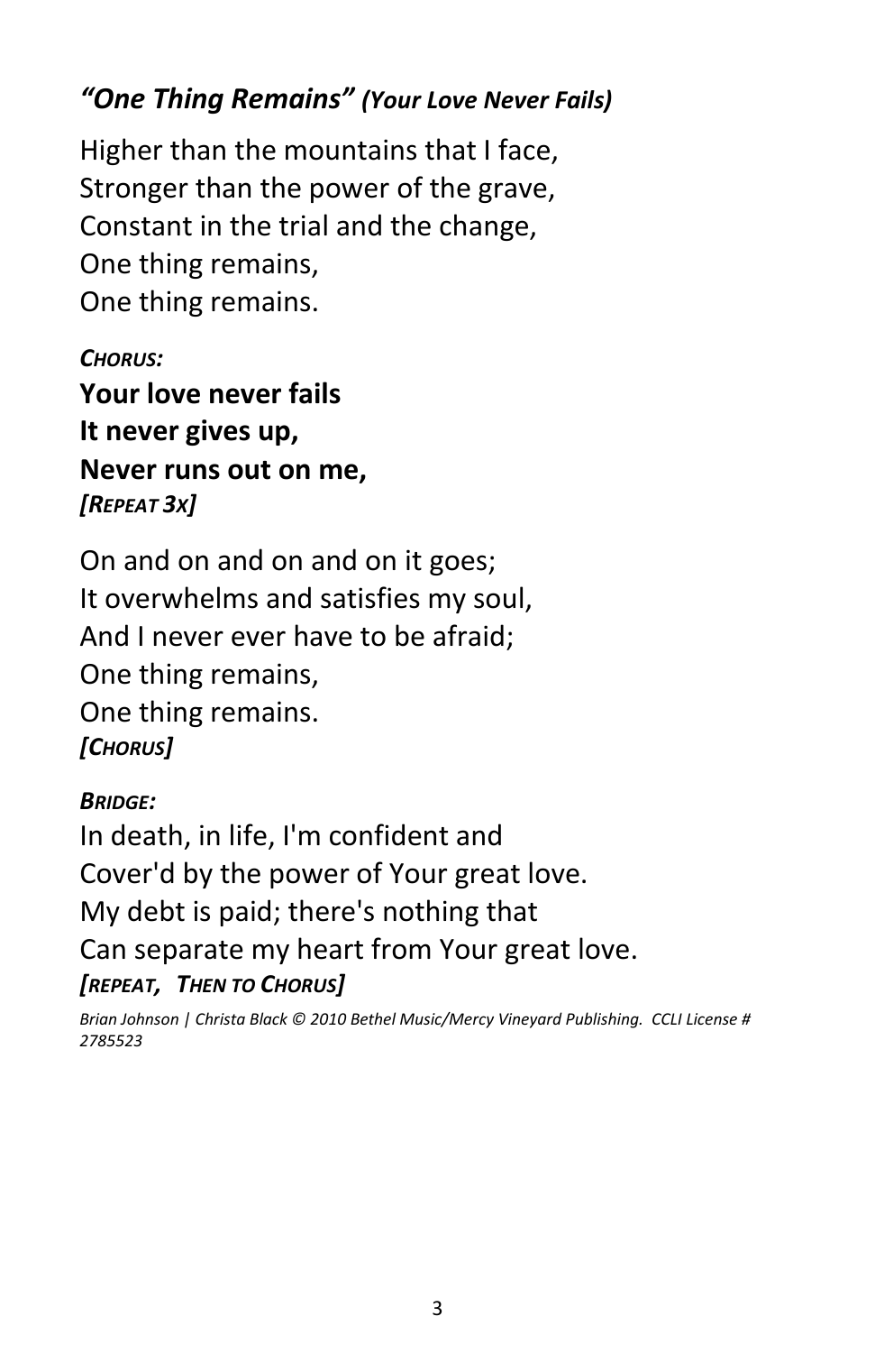## *“One Thing Remains” (Your Love Never Fails)*

Higher than the mountains that I face,
Stronger than the power of the grave,
Constant in the trial and the change,
One thing remains,
One thing remains.

***CHORUS:***

**Your love never fails**
**It never gives up,**
**Never runs out on me,**
***[REPEAT 3X]***

On and on and on and on it goes;
It overwhelms and satisfies my soul,
And I never ever have to be afraid;
One thing remains,
One thing remains.
***[CHORUS]***

***BRIDGE:***

In death, in life, I'm confident and
Cover'd by the power of Your great love.
My debt is paid; there's nothing that
Can separate my heart from Your great love.
***[REPEAT, THEN TO CHORUS]***

*Brian Johnson | Christa Black © 2010 Bethel Music/Mercy Vineyard Publishing. CCLI License # 2785523*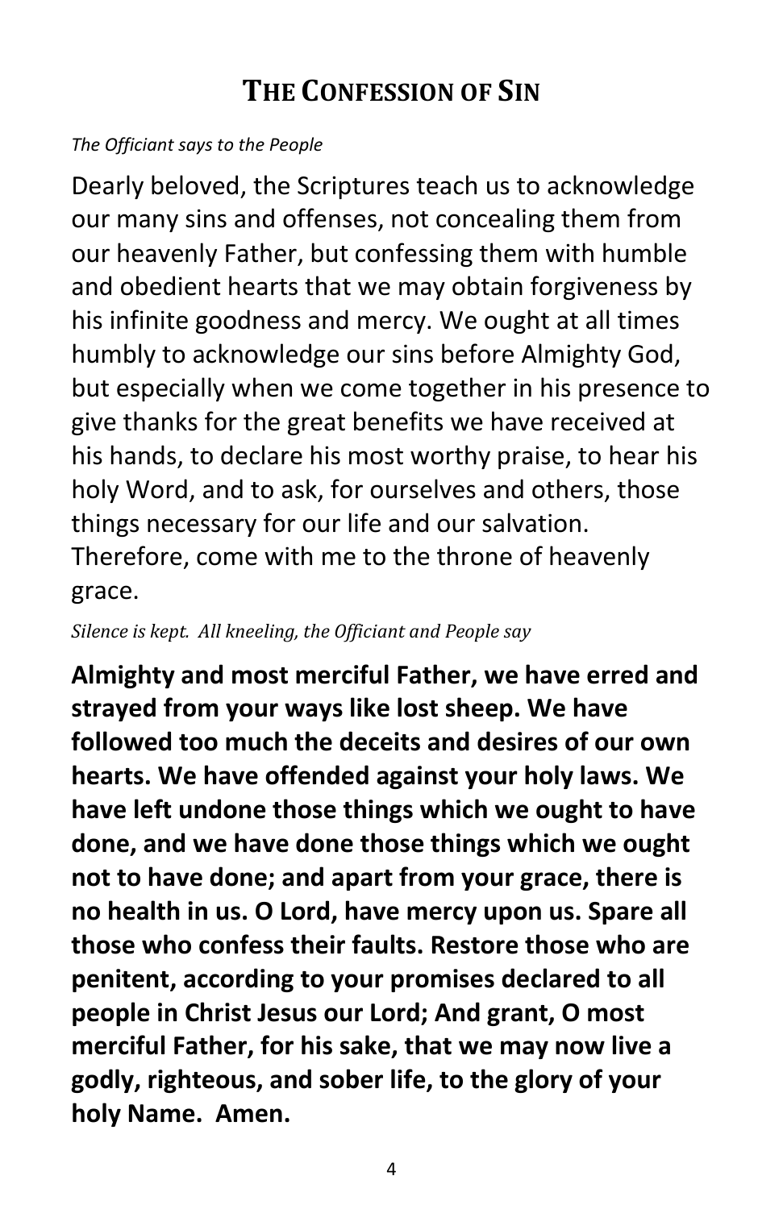# THE CONFESSION OF SIN

*The Officiant says to the People*

Dearly beloved, the Scriptures teach us to acknowledge our many sins and offenses, not concealing them from our heavenly Father, but confessing them with humble and obedient hearts that we may obtain forgiveness by his infinite goodness and mercy. We ought at all times humbly to acknowledge our sins before Almighty God, but especially when we come together in his presence to give thanks for the great benefits we have received at his hands, to declare his most worthy praise, to hear his holy Word, and to ask, for ourselves and others, those things necessary for our life and our salvation. Therefore, come with me to the throne of heavenly grace.

*Silence is kept. All kneeling, the Officiant and People say*

**Almighty and most merciful Father, we have erred and strayed from your ways like lost sheep. We have followed too much the deceits and desires of our own hearts. We have offended against your holy laws. We have left undone those things which we ought to have done, and we have done those things which we ought not to have done; and apart from your grace, there is no health in us. O Lord, have mercy upon us. Spare all those who confess their faults. Restore those who are penitent, according to your promises declared to all people in Christ Jesus our Lord; And grant, O most merciful Father, for his sake, that we may now live a godly, righteous, and sober life, to the glory of your holy Name. Amen.**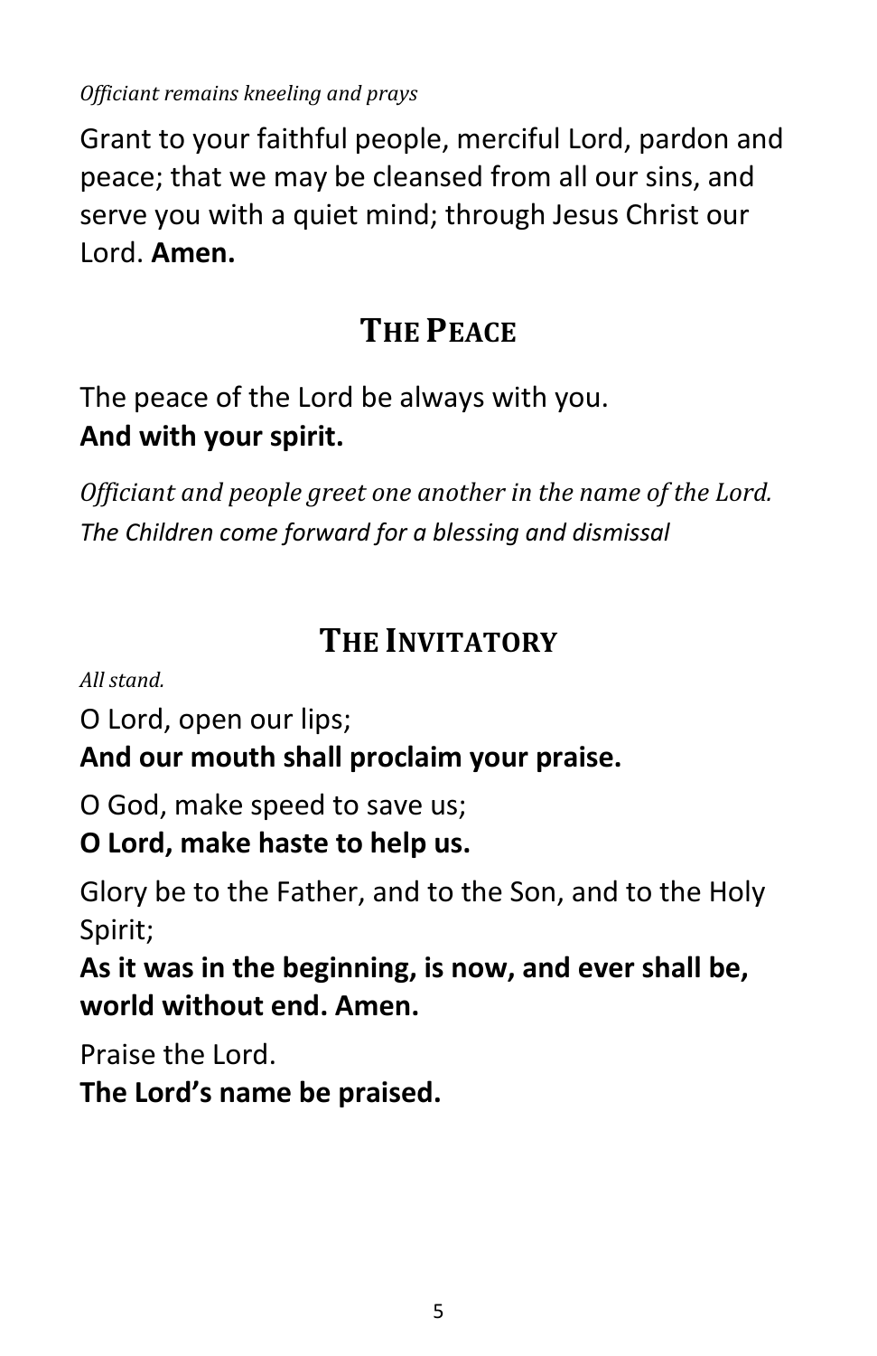*Officiant remains kneeling and prays*

Grant to your faithful people, merciful Lord, pardon and peace; that we may be cleansed from all our sins, and serve you with a quiet mind; through Jesus Christ our Lord. **Amen.**

## THE PEACE

The peace of the Lord be always with you.
**And with your spirit.**

*Officiant and people greet one another in the name of the Lord.*
*The Children come forward for a blessing and dismissal*

## THE INVITATORY

*All stand.*

O Lord, open our lips;
**And our mouth shall proclaim your praise.**

O God, make speed to save us;
**O Lord, make haste to help us.**

Glory be to the Father, and to the Son, and to the Holy Spirit;
**As it was in the beginning, is now, and ever shall be, world without end. Amen.**

Praise the Lord.
**The Lord's name be praised.**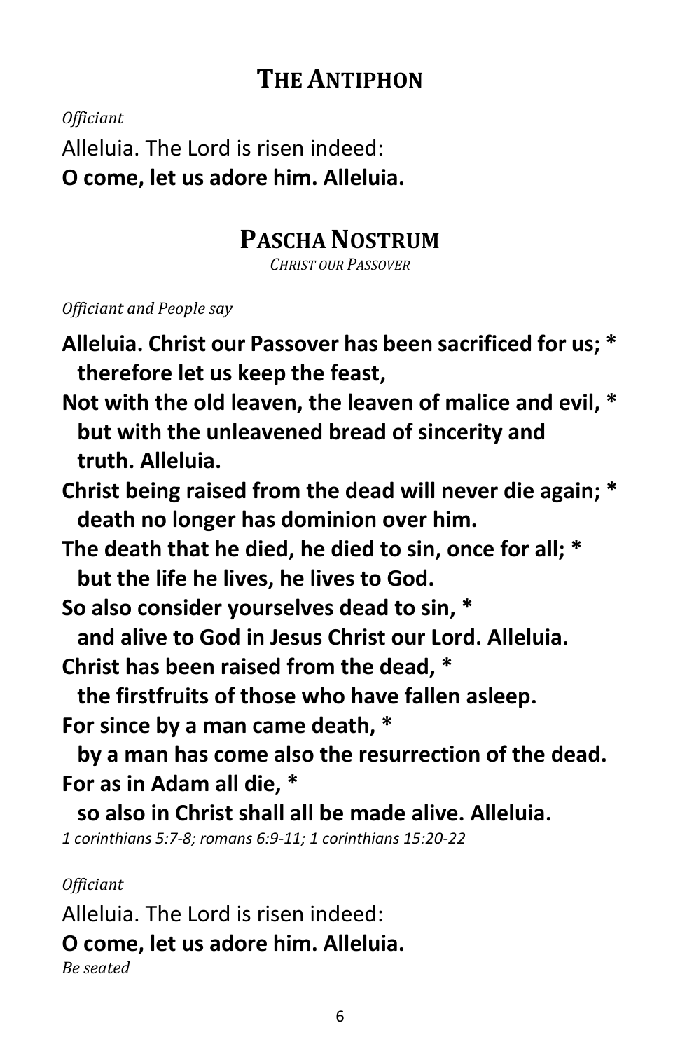## The Antiphon

*Officiant*

Alleluia. The Lord is risen indeed:
**O come, let us adore him. Alleluia.**

## Pascha Nostrum

*Christ our Passover*

*Officiant and People say*

**Alleluia. Christ our Passover has been sacrificed for us; *
  therefore let us keep the feast,
Not with the old leaven, the leaven of malice and evil, *
  but with the unleavened bread of sincerity and
  truth. Alleluia.
Christ being raised from the dead will never die again; *
  death no longer has dominion over him.
The death that he died, he died to sin, once for all; *
  but the life he lives, he lives to God.
So also consider yourselves dead to sin, *
  and alive to God in Jesus Christ our Lord. Alleluia.
Christ has been raised from the dead, *
  the firstfruits of those who have fallen asleep.
For since by a man came death, *
  by a man has come also the resurrection of the dead.
For as in Adam all die, *
  so also in Christ shall all be made alive. Alleluia.**

*1 corinthians 5:7-8; romans 6:9-11; 1 corinthians 15:20-22*

*Officiant*

Alleluia. The Lord is risen indeed:
**O come, let us adore him. Alleluia.**

*Be seated*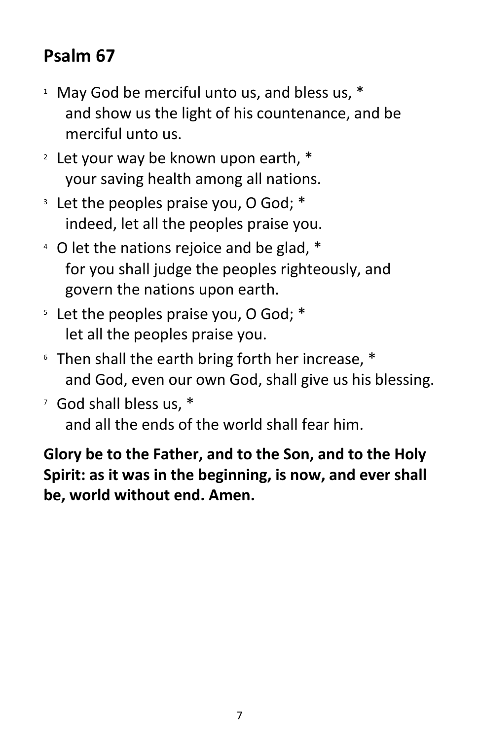## Psalm 67

[1] May God be merciful unto us, and bless us, *
  and show us the light of his countenance, and be merciful unto us.

[2] Let your way be known upon earth, *
  your saving health among all nations.

[3] Let the peoples praise you, O God; *
  indeed, let all the peoples praise you.

[4] O let the nations rejoice and be glad, *
  for you shall judge the peoples righteously, and govern the nations upon earth.

[5] Let the peoples praise you, O God; *
  let all the peoples praise you.

[6] Then shall the earth bring forth her increase, *
  and God, even our own God, shall give us his blessing.

[7] God shall bless us, *
  and all the ends of the world shall fear him.

**Glory be to the Father, and to the Son, and to the Holy Spirit: as it was in the beginning, is now, and ever shall be, world without end. Amen.**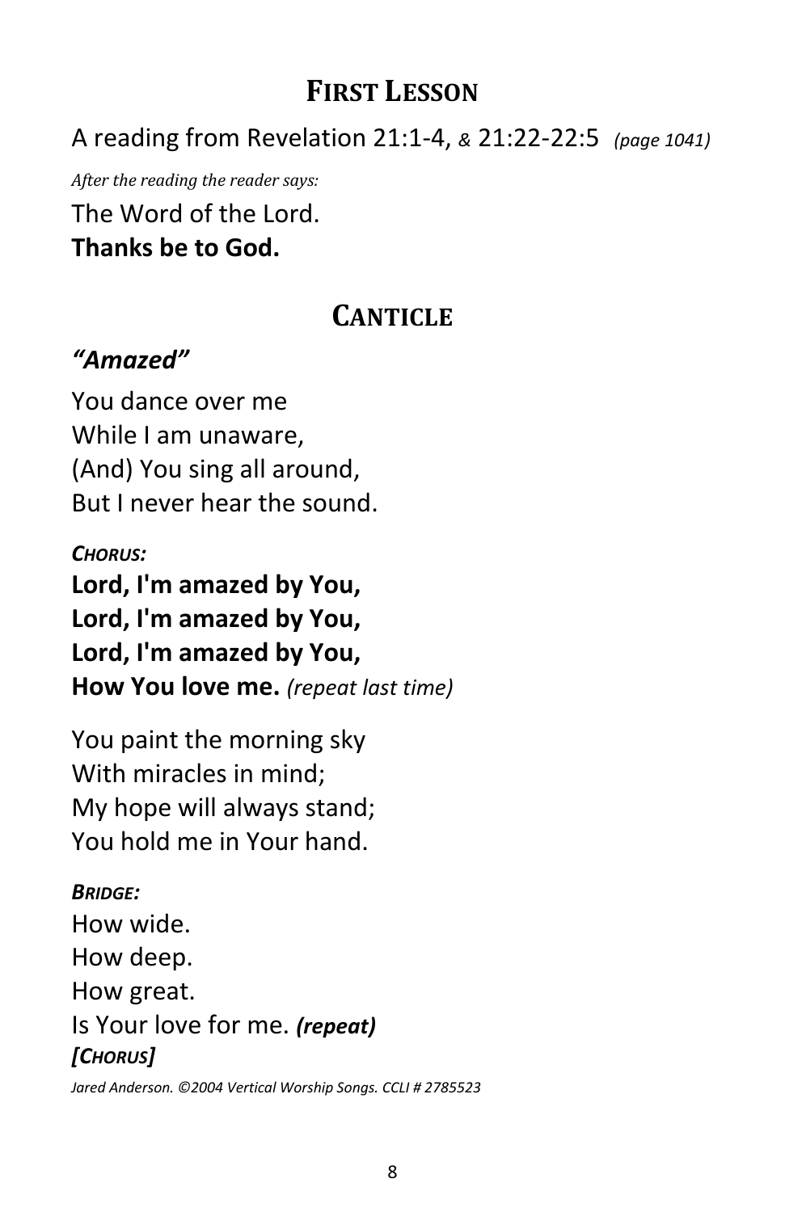## First Lesson

A reading from Revelation 21:1-4, *&* 21:22-22:5 *(page 1041)*

*After the reading the reader says:*

The Word of the Lord.
**Thanks be to God.**

## Canticle

### *"Amazed"*

You dance over me
While I am unaware,
(And) You sing all around,
But I never hear the sound.

***Chorus:***
**Lord, I'm amazed by You,**
**Lord, I'm amazed by You,**
**Lord, I'm amazed by You,**
**How You love me.** *(repeat last time)*

You paint the morning sky
With miracles in mind;
My hope will always stand;
You hold me in Your hand.

***Bridge:***
How wide.
How deep.
How great.
Is Your love for me. ***(repeat)***
***[Chorus]***

*Jared Anderson. ©2004 Vertical Worship Songs. CCLI # 2785523*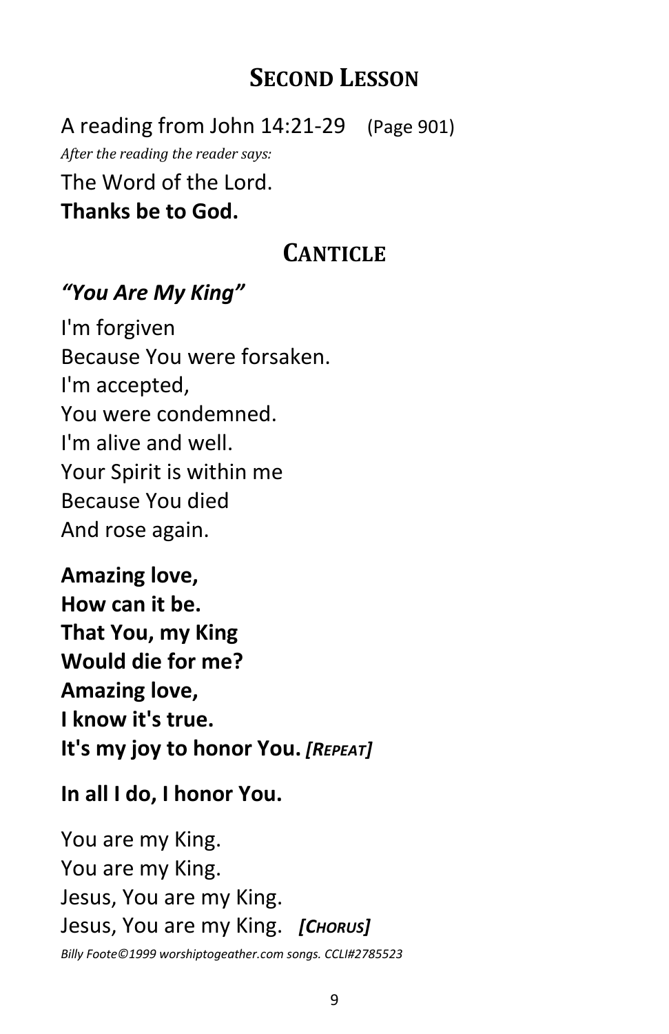## Second Lesson

A reading from John 14:21-29 (Page 901)

*After the reading the reader says:*

The Word of the Lord.

**Thanks be to God.**

## Canticle

***"You Are My King"***

I'm forgiven
Because You were forsaken.
I'm accepted,
You were condemned.
I'm alive and well.
Your Spirit is within me
Because You died
And rose again.

**Amazing love,**
**How can it be.**
**That You, my King**
**Would die for me?**
**Amazing love,**
**I know it's true.**
**It's my joy to honor You.** ***[Repeat]***

**In all I do, I honor You.**

You are my King.
You are my King.
Jesus, You are my King.
Jesus, You are my King. ***[Chorus]***

*Billy Foote©1999 worshiptogeather.com songs. CCLI#2785523*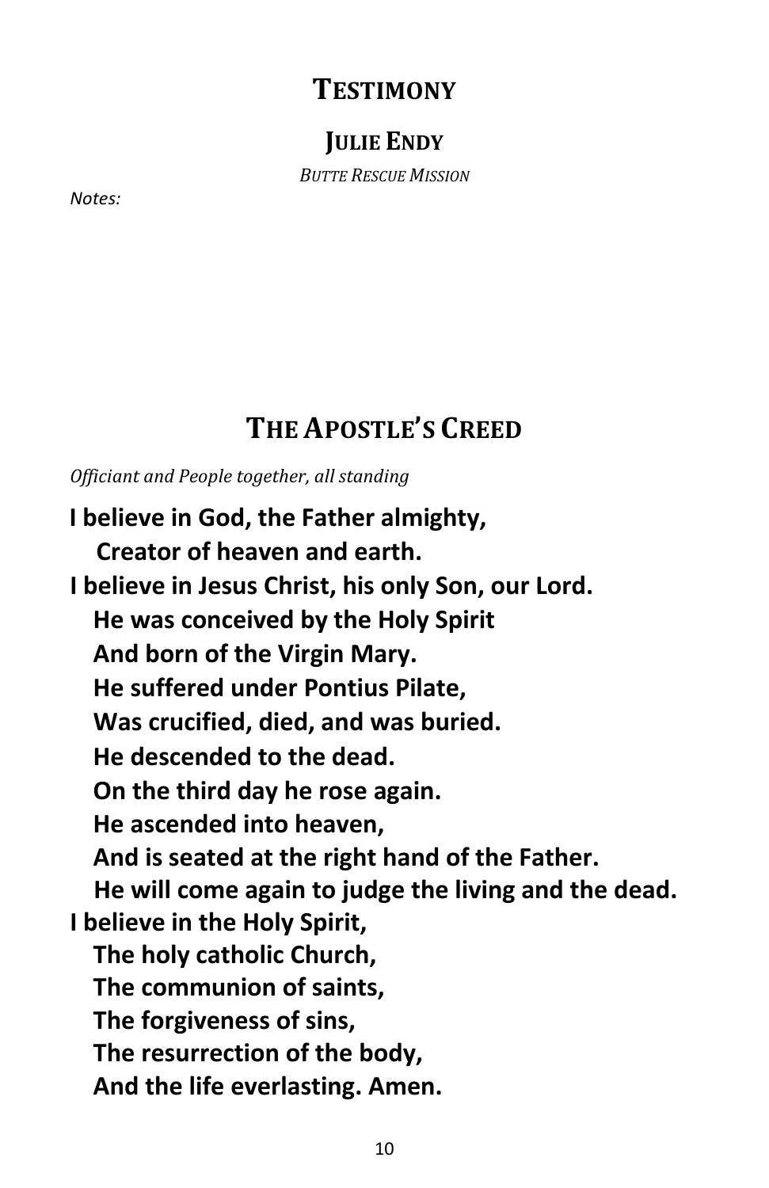## Testimony

### Julie Endy

*Butte Rescue Mission*

*Notes:*

## The Apostle's Creed

*Officiant and People together, all standing*

**I believe in God, the Father almighty,**
**Creator of heaven and earth.**
**I believe in Jesus Christ, his only Son, our Lord.**
**He was conceived by the Holy Spirit**
**And born of the Virgin Mary.**
**He suffered under Pontius Pilate,**
**Was crucified, died, and was buried.**
**He descended to the dead.**
**On the third day he rose again.**
**He ascended into heaven,**
**And is seated at the right hand of the Father.**
**He will come again to judge the living and the dead.**
**I believe in the Holy Spirit,**
**The holy catholic Church,**
**The communion of saints,**
**The forgiveness of sins,**
**The resurrection of the body,**
**And the life everlasting. Amen.**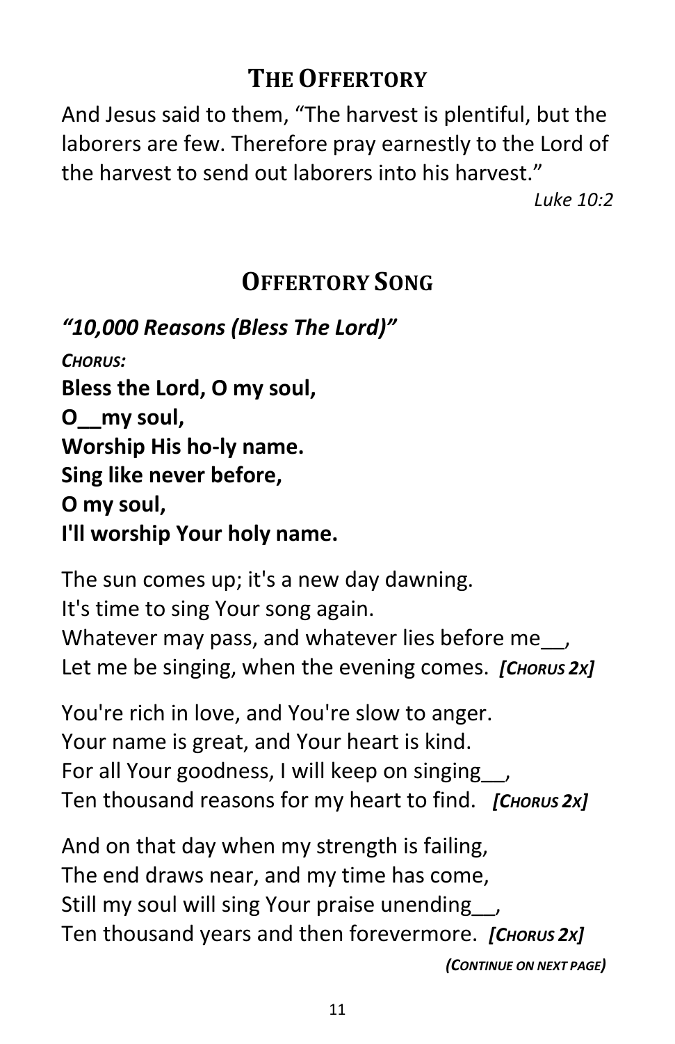## The Offertory

And Jesus said to them, "The harvest is plentiful, but the laborers are few. Therefore pray earnestly to the Lord of the harvest to send out laborers into his harvest."

*Luke 10:2*

## Offertory Song

***"10,000 Reasons (Bless The Lord)"***

*CHORUS:*

**Bless the Lord, O my soul,**
**O__my soul,**
**Worship His ho-ly name.**
**Sing like never before,**
**O my soul,**
**I'll worship Your holy name.**

The sun comes up; it's a new day dawning.
It's time to sing Your song again.
Whatever may pass, and whatever lies before me__,
Let me be singing, when the evening comes. ***[CHORUS 2X]***

You're rich in love, and You're slow to anger.
Your name is great, and Your heart is kind.
For all Your goodness, I will keep on singing__,
Ten thousand reasons for my heart to find. ***[CHORUS 2X]***

And on that day when my strength is failing,
The end draws near, and my time has come,
Still my soul will sing Your praise unending__,
Ten thousand years and then forevermore. ***[CHORUS 2X]***

***(CONTINUE ON NEXT PAGE)***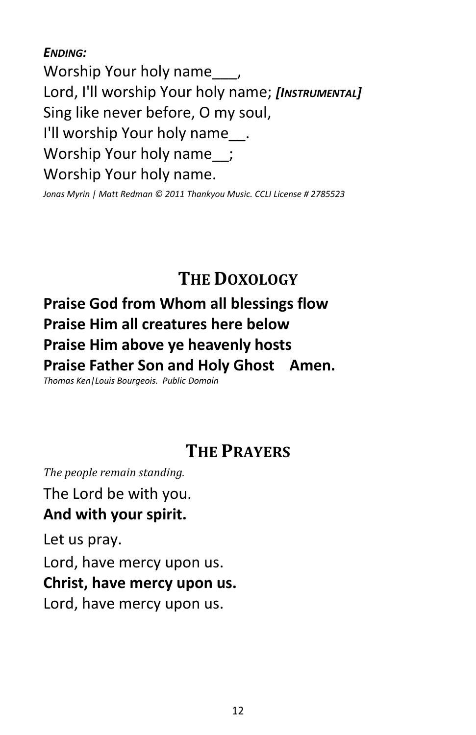***ENDING:***

Worship Your holy name___,
Lord, I'll worship Your holy name; ***[INSTRUMENTAL]***
Sing like never before, O my soul,
I'll worship Your holy name__.
Worship Your holy name__;
Worship Your holy name.

*Jonas Myrin | Matt Redman © 2011 Thankyou Music. CCLI License # 2785523*

## THE DOXOLOGY

**Praise God from Whom all blessings flow**
**Praise Him all creatures here below**
**Praise Him above ye heavenly hosts**
**Praise Father Son and Holy Ghost    Amen.**

*Thomas Ken|Louis Bourgeois. Public Domain*

## THE PRAYERS

*The people remain standing.*

The Lord be with you.
**And with your spirit.**

Let us pray.

Lord, have mercy upon us.
**Christ, have mercy upon us.**
Lord, have mercy upon us.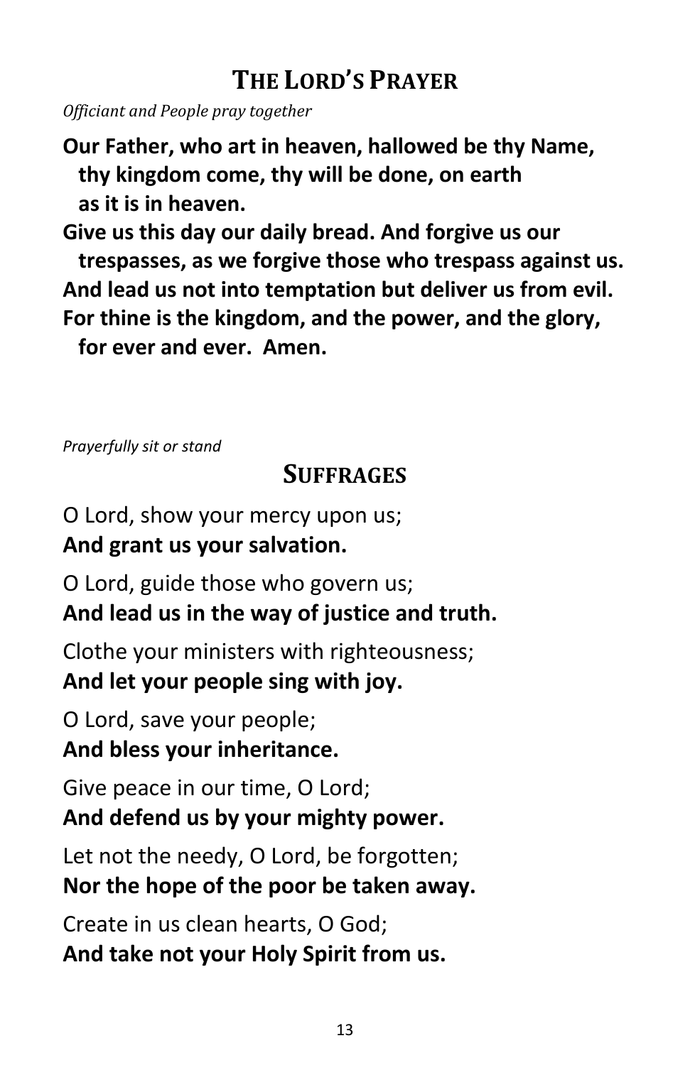## The Lord's Prayer

*Officiant and People pray together*

**Our Father, who art in heaven, hallowed be thy Name,
thy kingdom come, thy will be done, on earth
as it is in heaven.
Give us this day our daily bread. And forgive us our
trespasses, as we forgive those who trespass against us.
And lead us not into temptation but deliver us from evil.
For thine is the kingdom, and the power, and the glory,
for ever and ever. Amen.**

*Prayerfully sit or stand*

## Suffrages

O Lord, show your mercy upon us;
**And grant us your salvation.**

O Lord, guide those who govern us;
**And lead us in the way of justice and truth.**

Clothe your ministers with righteousness;
**And let your people sing with joy.**

O Lord, save your people;
**And bless your inheritance.**

Give peace in our time, O Lord;
**And defend us by your mighty power.**

Let not the needy, O Lord, be forgotten;
**Nor the hope of the poor be taken away.**

Create in us clean hearts, O God;
**And take not your Holy Spirit from us.**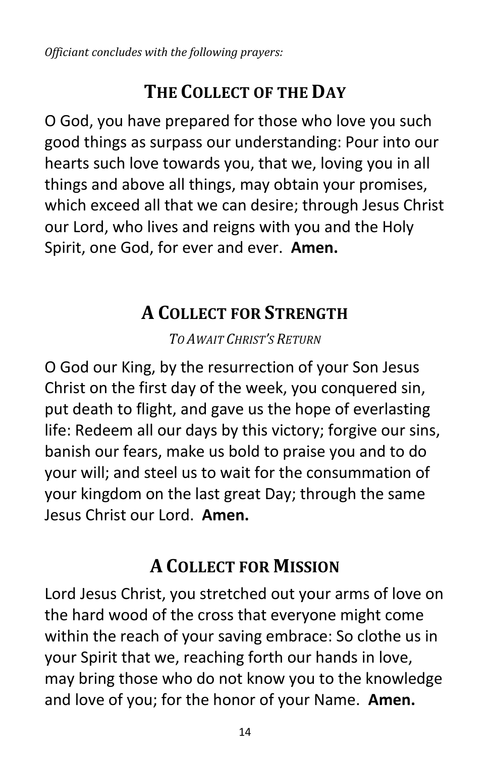*Officiant concludes with the following prayers:*

## The Collect of the Day

O God, you have prepared for those who love you such good things as surpass our understanding: Pour into our hearts such love towards you, that we, loving you in all things and above all things, may obtain your promises, which exceed all that we can desire; through Jesus Christ our Lord, who lives and reigns with you and the Holy Spirit, one God, for ever and ever. **Amen.**

## A Collect for Strength

*To Await Christ's Return*

O God our King, by the resurrection of your Son Jesus Christ on the first day of the week, you conquered sin, put death to flight, and gave us the hope of everlasting life: Redeem all our days by this victory; forgive our sins, banish our fears, make us bold to praise you and to do your will; and steel us to wait for the consummation of your kingdom on the last great Day; through the same Jesus Christ our Lord. **Amen.**

## A Collect for Mission

Lord Jesus Christ, you stretched out your arms of love on the hard wood of the cross that everyone might come within the reach of your saving embrace: So clothe us in your Spirit that we, reaching forth our hands in love, may bring those who do not know you to the knowledge and love of you; for the honor of your Name. **Amen.**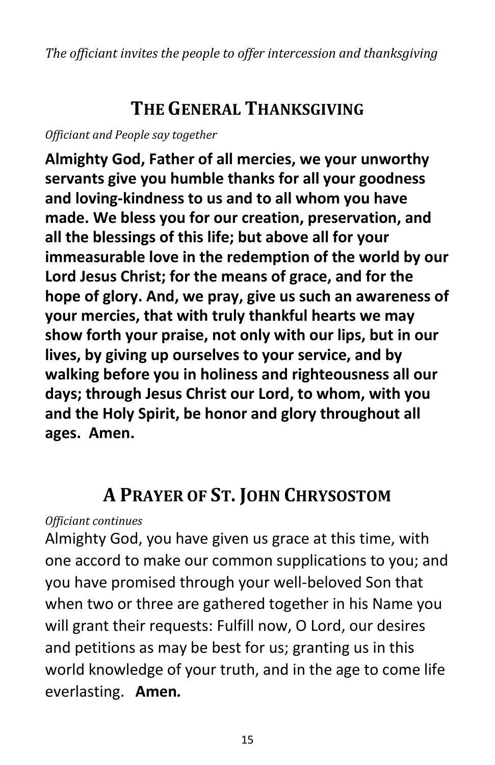*The officiant invites the people to offer intercession and thanksgiving*

## THE GENERAL THANKSGIVING

*Officiant and People say together*

**Almighty God, Father of all mercies, we your unworthy servants give you humble thanks for all your goodness and loving-kindness to us and to all whom you have made. We bless you for our creation, preservation, and all the blessings of this life; but above all for your immeasurable love in the redemption of the world by our Lord Jesus Christ; for the means of grace, and for the hope of glory. And, we pray, give us such an awareness of your mercies, that with truly thankful hearts we may show forth your praise, not only with our lips, but in our lives, by giving up ourselves to your service, and by walking before you in holiness and righteousness all our days; through Jesus Christ our Lord, to whom, with you and the Holy Spirit, be honor and glory throughout all ages. Amen.**

## A PRAYER OF ST. JOHN CHRYSOSTOM

*Officiant continues*

Almighty God, you have given us grace at this time, with one accord to make our common supplications to you; and you have promised through your well-beloved Son that when two or three are gathered together in his Name you will grant their requests: Fulfill now, O Lord, our desires and petitions as may be best for us; granting us in this world knowledge of your truth, and in the age to come life everlasting. **Amen.**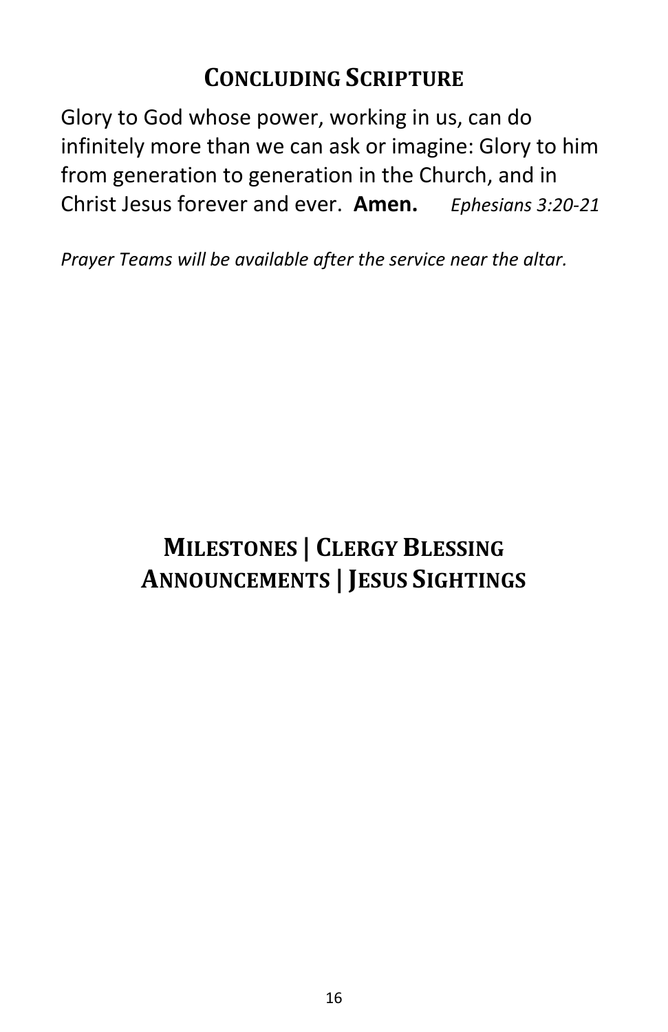## Concluding Scripture

Glory to God whose power, working in us, can do infinitely more than we can ask or imagine: Glory to him from generation to generation in the Church, and in Christ Jesus forever and ever. **Amen.** *Ephesians 3:20-21*

*Prayer Teams will be available after the service near the altar.*

## Milestones | Clergy Blessing
## Announcements | Jesus Sightings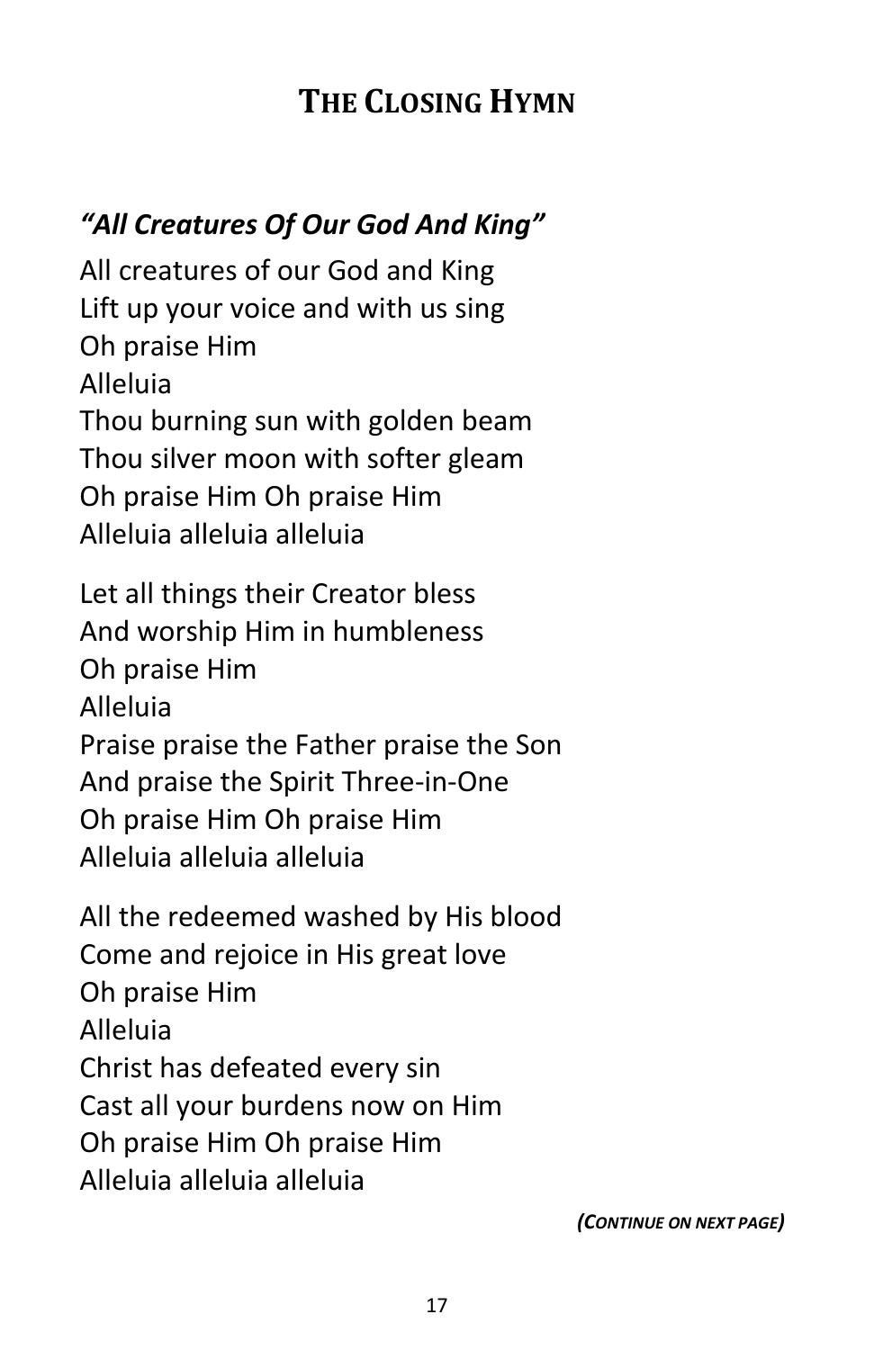# The Closing Hymn

### *"All Creatures Of Our God And King"*

All creatures of our God and King
Lift up your voice and with us sing
Oh praise Him
Alleluia
Thou burning sun with golden beam
Thou silver moon with softer gleam
Oh praise Him Oh praise Him
Alleluia alleluia alleluia

Let all things their Creator bless
And worship Him in humbleness
Oh praise Him
Alleluia
Praise praise the Father praise the Son
And praise the Spirit Three-in-One
Oh praise Him Oh praise Him
Alleluia alleluia alleluia

All the redeemed washed by His blood
Come and rejoice in His great love
Oh praise Him
Alleluia
Christ has defeated every sin
Cast all your burdens now on Him
Oh praise Him Oh praise Him
Alleluia alleluia alleluia

***(Continue on next page)***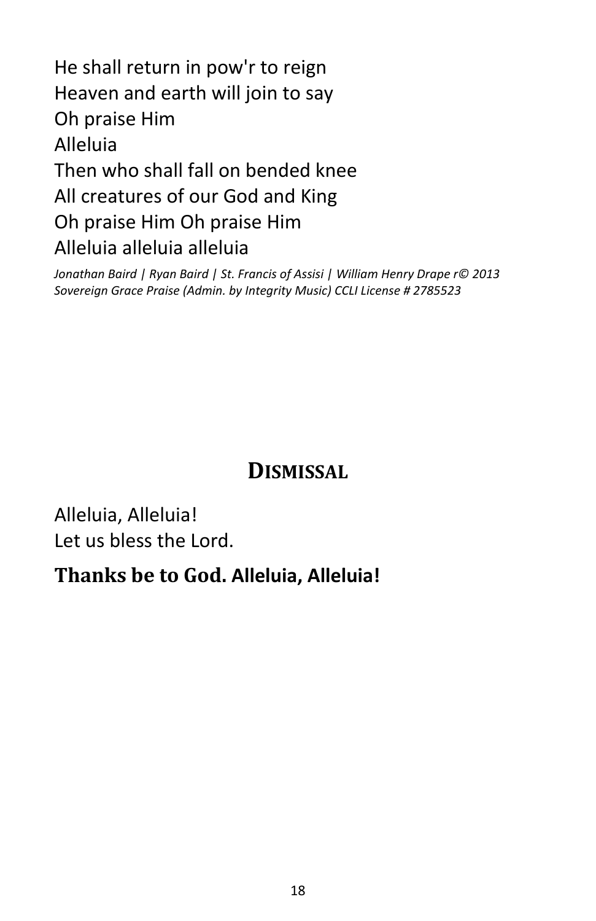He shall return in pow'r to reign
Heaven and earth will join to say
Oh praise Him
Alleluia
Then who shall fall on bended knee
All creatures of our God and King
Oh praise Him Oh praise Him
Alleluia alleluia alleluia

*Jonathan Baird | Ryan Baird | St. Francis of Assisi | William Henry Drape r© 2013 Sovereign Grace Praise (Admin. by Integrity Music) CCLI License # 2785523*

## DISMISSAL

Alleluia, Alleluia!
Let us bless the Lord.

**Thanks be to God. Alleluia, Alleluia!**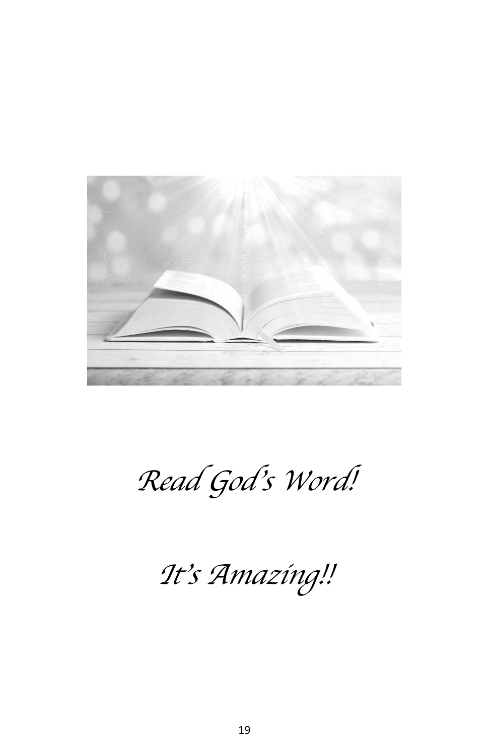*Read God's Word!*

*It's Amazing!!*